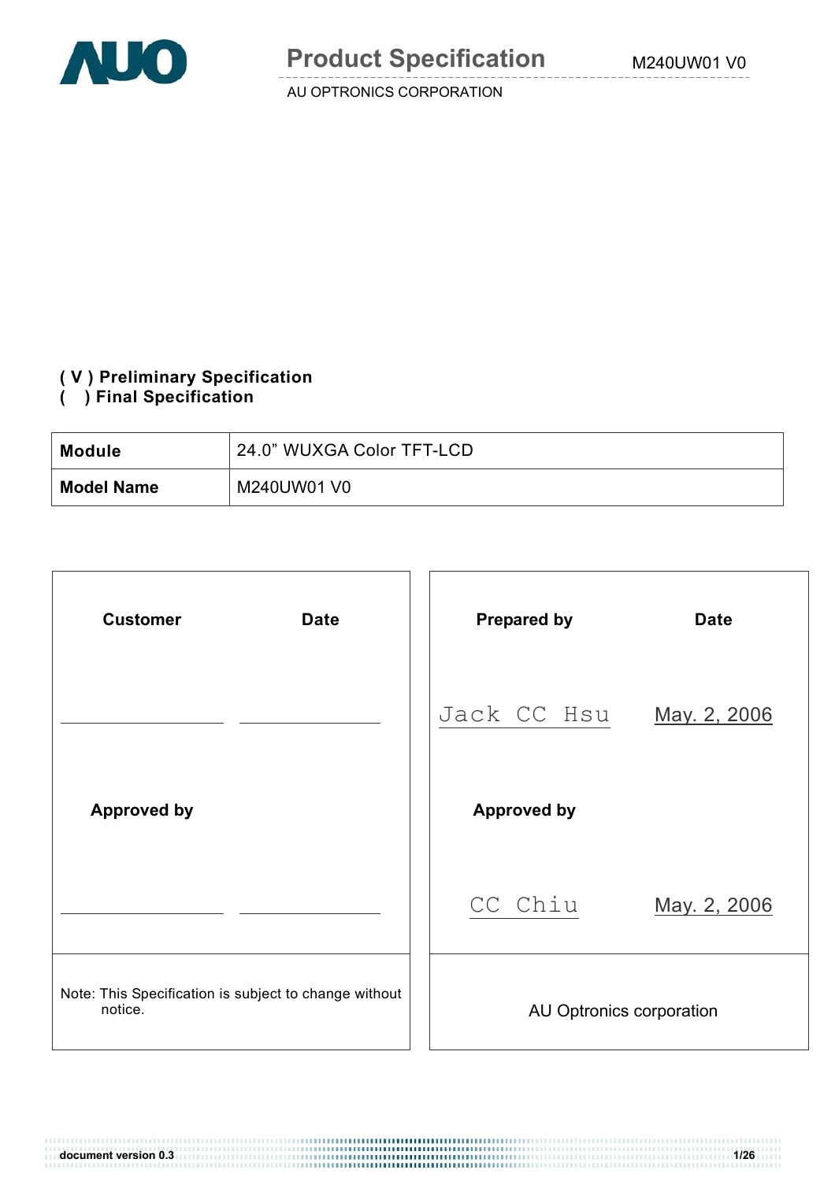# Product Specification

AU OPTRONICS CORPORATION

**( V ) Preliminary Specification**
**(   ) Final Specification**

| **Module** | 24.0” WUXGA Color TFT-LCD |
|---|---|
| **Model Name** | M240UW01 V0 |

| **Customer** | **Date** | **Prepared by** | **Date** |
|---|---|---|---|
| | | Jack CC Hsu | May. 2, 2006 |
| **Approved by** | | **Approved by** | |
| | | CC Chiu | May. 2, 2006 |
| Note: This Specification is subject to change without notice. | | AU Optronics corporation | |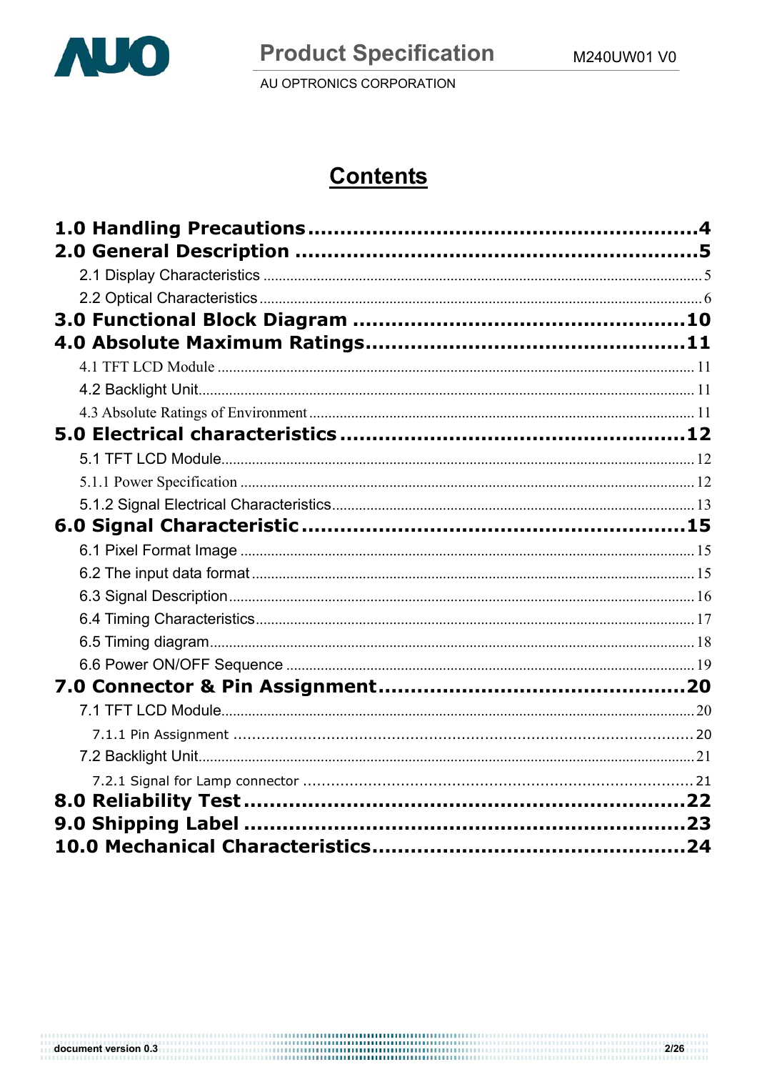# Contents

**1.0 Handling Precautions .......................................................... 4**

**2.0 General Description .......................................................... 5**

- 2.1 Display Characteristics .......................................................... 5
- 2.2 Optical Characteristics .......................................................... 6

**3.0 Functional Block Diagram .......................................................... 10**

**4.0 Absolute Maximum Ratings .......................................................... 11**

- 4.1 TFT LCD Module .......................................................... 11
- 4.2 Backlight Unit .......................................................... 11
- 4.3 Absolute Ratings of Environment .......................................................... 11

**5.0 Electrical characteristics .......................................................... 12**

- 5.1 TFT LCD Module .......................................................... 12
- 5.1.1 Power Specification .......................................................... 12
- 5.1.2 Signal Electrical Characteristics .......................................................... 13

**6.0 Signal Characteristic .......................................................... 15**

- 6.1 Pixel Format Image .......................................................... 15
- 6.2 The input data format .......................................................... 15
- 6.3 Signal Description .......................................................... 16
- 6.4 Timing Characteristics .......................................................... 17
- 6.5 Timing diagram .......................................................... 18
- 6.6 Power ON/OFF Sequence .......................................................... 19

**7.0 Connector & Pin Assignment .......................................................... 20**

- 7.1 TFT LCD Module .......................................................... 20
  - 7.1.1 Pin Assignment .......................................................... 20
- 7.2 Backlight Unit .......................................................... 21
  - 7.2.1 Signal for Lamp connector .......................................................... 21

**8.0 Reliability Test .......................................................... 22**

**9.0 Shipping Label .......................................................... 23**

**10.0 Mechanical Characteristics .......................................................... 24**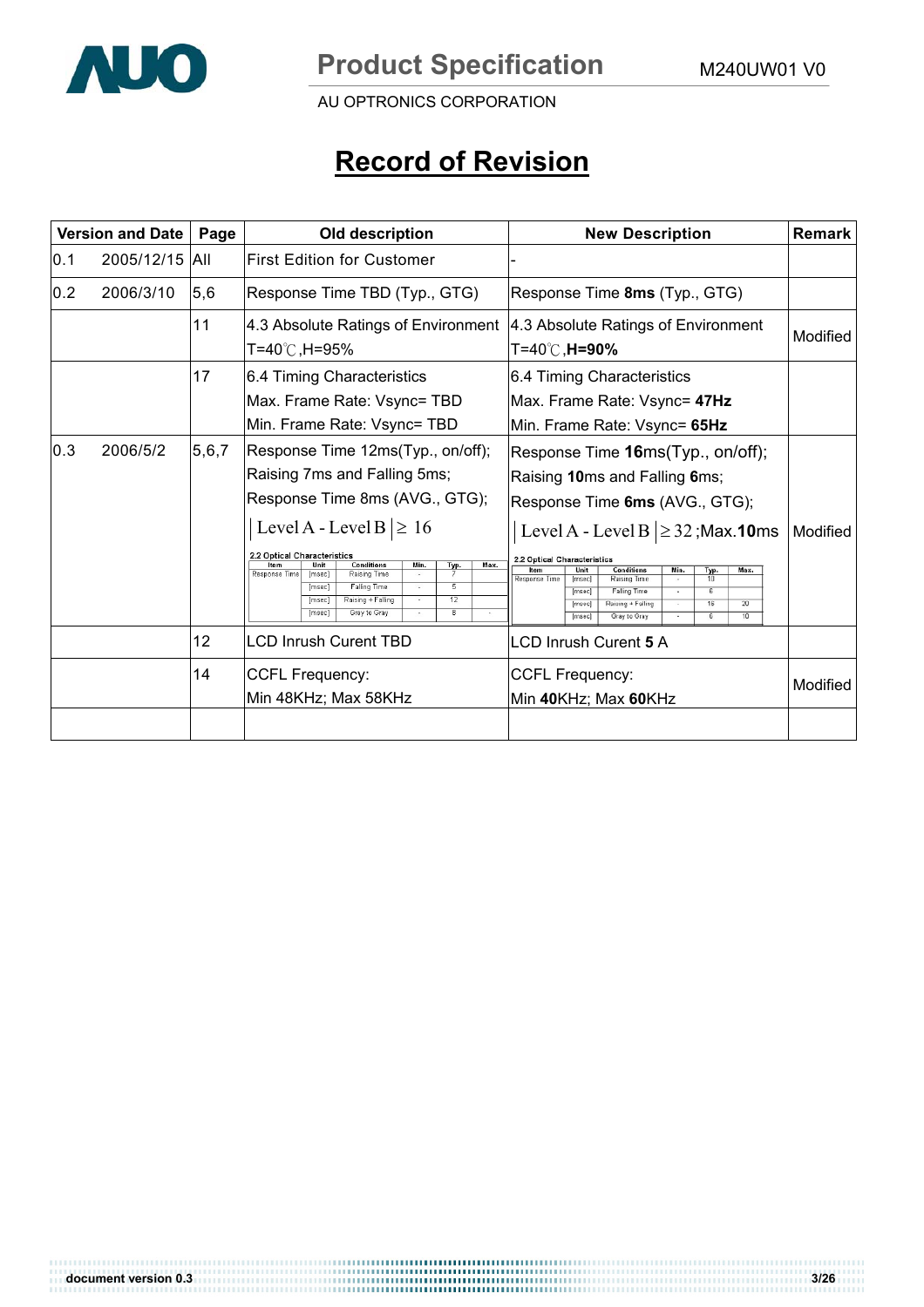# Record of Revision

| Version and Date | Page | Old description | New Description | Remark |
|---|---|---|---|---|
| 0.1 2005/12/15 | All | First Edition for Customer | - | |
| 0.2 2006/3/10 | 5,6 | Response Time TBD (Typ., GTG) | Response Time **8ms** (Typ., GTG) | |
| | 11 | 4.3 Absolute Ratings of Environment T=40℃,H=95% | 4.3 Absolute Ratings of Environment T=40℃,**H=90%** | Modified |
| | 17 | 6.4 Timing Characteristics Max. Frame Rate: Vsync= TBD Min. Frame Rate: Vsync= TBD | 6.4 Timing Characteristics Max. Frame Rate: Vsync= **47Hz** Min. Frame Rate: Vsync= **65Hz** | |
| 0.3 2006/5/2 | 5,6,7 | Response Time 12ms(Typ., on/off); Raising 7ms and Falling 5ms; Response Time 8ms (AVG., GTG); $\lvert \text{Level A} - \text{Level B} \rvert \geq 16$ 2.2 Optical Characteristics: Item: Response Time; [msec] Raising Time Min. - Typ. 7; [msec] Falling Time Min. - Typ. 5; [msec] Raising + Falling Min. - Typ. 12; [msec] Gray to Gray Min. - Typ. 8 Max. - | Response Time **16**ms(Typ., on/off); Raising **10**ms and Falling **6**ms; Response Time **6ms** (AVG., GTG); $\lvert \text{Level A} - \text{Level B} \rvert \geq 32$;Max.**10**ms 2.2 Optical Characteristics: Item: Response Time; [msec] Raising Time Min. - Typ. 10; [msec] Falling Time Min. - Typ. 6; [msec] Raising + Falling Min. - Typ. 16 Max. 20; [msec] Gray to Gray Min. - Typ. 6 Max. 10 | Modified |
| | 12 | LCD Inrush Curent TBD | LCD Inrush Curent **5** A | |
| | 14 | CCFL Frequency: Min 48KHz; Max 58KHz | CCFL Frequency: Min **40**KHz; Max **60**KHz | Modified |
| | | | | |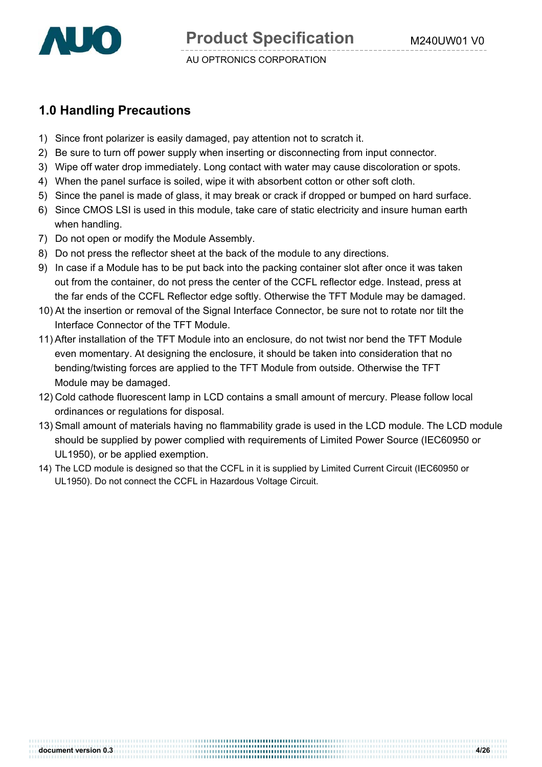## 1.0 Handling Precautions

1) Since front polarizer is easily damaged, pay attention not to scratch it.
2) Be sure to turn off power supply when inserting or disconnecting from input connector.
3) Wipe off water drop immediately. Long contact with water may cause discoloration or spots.
4) When the panel surface is soiled, wipe it with absorbent cotton or other soft cloth.
5) Since the panel is made of glass, it may break or crack if dropped or bumped on hard surface.
6) Since CMOS LSI is used in this module, take care of static electricity and insure human earth when handling.
7) Do not open or modify the Module Assembly.
8) Do not press the reflector sheet at the back of the module to any directions.
9) In case if a Module has to be put back into the packing container slot after once it was taken out from the container, do not press the center of the CCFL reflector edge. Instead, press at the far ends of the CCFL Reflector edge softly. Otherwise the TFT Module may be damaged.
10) At the insertion or removal of the Signal Interface Connector, be sure not to rotate nor tilt the Interface Connector of the TFT Module.
11) After installation of the TFT Module into an enclosure, do not twist nor bend the TFT Module even momentary. At designing the enclosure, it should be taken into consideration that no bending/twisting forces are applied to the TFT Module from outside. Otherwise the TFT Module may be damaged.
12) Cold cathode fluorescent lamp in LCD contains a small amount of mercury. Please follow local ordinances or regulations for disposal.
13) Small amount of materials having no flammability grade is used in the LCD module. The LCD module should be supplied by power complied with requirements of Limited Power Source (IEC60950 or UL1950), or be applied exemption.
14) The LCD module is designed so that the CCFL in it is supplied by Limited Current Circuit (IEC60950 or UL1950). Do not connect the CCFL in Hazardous Voltage Circuit.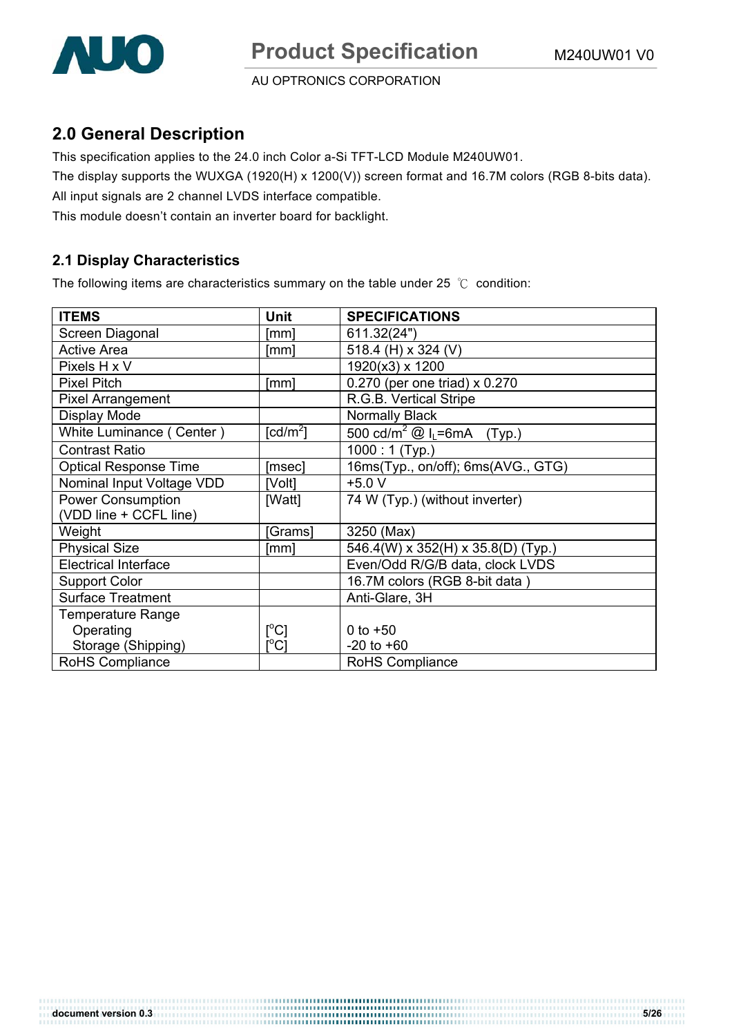## 2.0 General Description

This specification applies to the 24.0 inch Color a-Si TFT-LCD Module M240UW01.

The display supports the WUXGA (1920(H) x 1200(V)) screen format and 16.7M colors (RGB 8-bits data).

All input signals are 2 channel LVDS interface compatible.

This module doesn't contain an inverter board for backlight.

### 2.1 Display Characteristics

The following items are characteristics summary on the table under 25 ℃ condition:

| ITEMS | Unit | SPECIFICATIONS |
|---|---|---|
| Screen Diagonal | [mm] | 611.32(24") |
| Active Area | [mm] | 518.4 (H) x 324 (V) |
| Pixels H x V | | 1920(x3) x 1200 |
| Pixel Pitch | [mm] | 0.270 (per one triad) x 0.270 |
| Pixel Arrangement | | R.G.B. Vertical Stripe |
| Display Mode | | Normally Black |
| White Luminance ( Center ) | [cd/m$^2$] | 500 cd/m$^2$ @ $I_L$=6mA (Typ.) |
| Contrast Ratio | | 1000 : 1 (Typ.) |
| Optical Response Time | [msec] | 16ms(Typ., on/off); 6ms(AVG., GTG) |
| Nominal Input Voltage VDD | [Volt] | +5.0 V |
| Power Consumption (VDD line + CCFL line) | [Watt] | 74 W (Typ.) (without inverter) |
| Weight | [Grams] | 3250 (Max) |
| Physical Size | [mm] | 546.4(W) x 352(H) x 35.8(D) (Typ.) |
| Electrical Interface | | Even/Odd R/G/B data, clock LVDS |
| Support Color | | 16.7M colors (RGB 8-bit data ) |
| Surface Treatment | | Anti-Glare, 3H |
| Temperature Range | | |
| Operating | [$^o$C] | 0 to +50 |
| Storage (Shipping) | [$^o$C] | -20 to +60 |
| RoHS Compliance | | RoHS Compliance |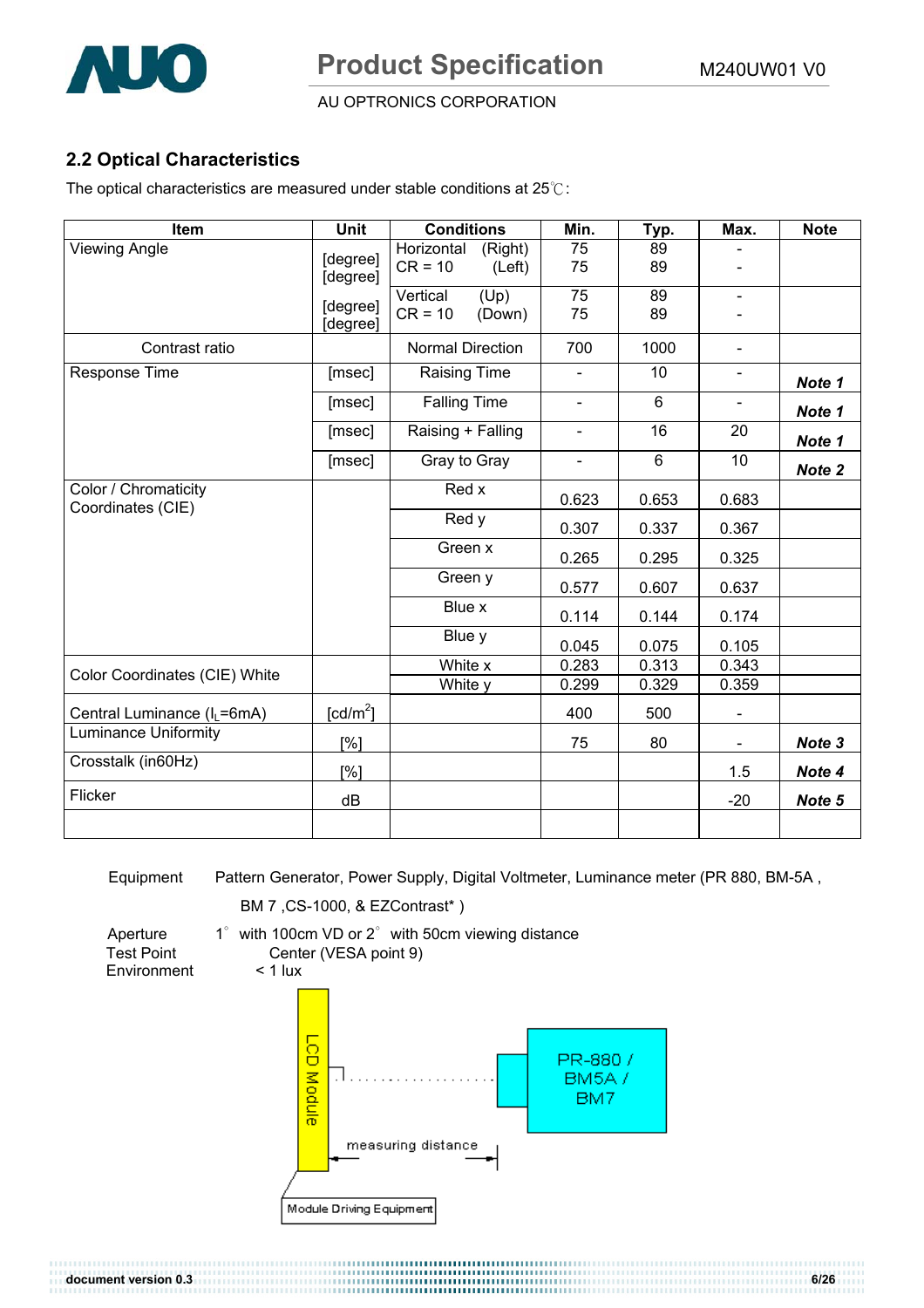## 2.2 Optical Characteristics

The optical characteristics are measured under stable conditions at 25℃:

| Item | Unit | Conditions | Min. | Typ. | Max. | Note |
|---|---|---|---|---|---|---|
| Viewing Angle | [degree] | Horizontal (Right) CR = 10 | 75 | 89 | - | |
| | [degree] | (Left) | 75 | 89 | - | |
| | [degree] | Vertical (Up) CR = 10 | 75 | 89 | - | |
| | [degree] | (Down) | 75 | 89 | - | |
| Contrast ratio | | Normal Direction | 700 | 1000 | - | |
| Response Time | [msec] | Raising Time | - | 10 | - | ***Note 1*** |
| | [msec] | Falling Time | - | 6 | - | ***Note 1*** |
| | [msec] | Raising + Falling | - | 16 | 20 | ***Note 1*** |
| | [msec] | Gray to Gray | - | 6 | 10 | ***Note 2*** |
| Color / Chromaticity Coordinates (CIE) | | Red x | 0.623 | 0.653 | 0.683 | |
| | | Red y | 0.307 | 0.337 | 0.367 | |
| | | Green x | 0.265 | 0.295 | 0.325 | |
| | | Green y | 0.577 | 0.607 | 0.637 | |
| | | Blue x | 0.114 | 0.144 | 0.174 | |
| | | Blue y | 0.045 | 0.075 | 0.105 | |
| Color Coordinates (CIE) White | | White x | 0.283 | 0.313 | 0.343 | |
| | | White y | 0.299 | 0.329 | 0.359 | |
| Central Luminance ($I_L$=6mA) | [cd/m$^2$] | | 400 | 500 | - | |
| Luminance Uniformity | [%] | | 75 | 80 | - | ***Note 3*** |
| Crosstalk (in60Hz) | [%] | | | | 1.5 | ***Note 4*** |
| Flicker | dB | | | | -20 | ***Note 5*** |
| | | | | | | |

Equipment: Pattern Generator, Power Supply, Digital Voltmeter, Luminance meter (PR 880, BM-5A , BM 7 ,CS-1000, & EZContrast* )

Aperture: 1° with 100cm VD or 2° with 50cm viewing distance

Test Point: Center (VESA point 9)

Environment: < 1 lux

LCD Module

PR-880 / BM5A / BM7

measuring distance

Module Driving Equipment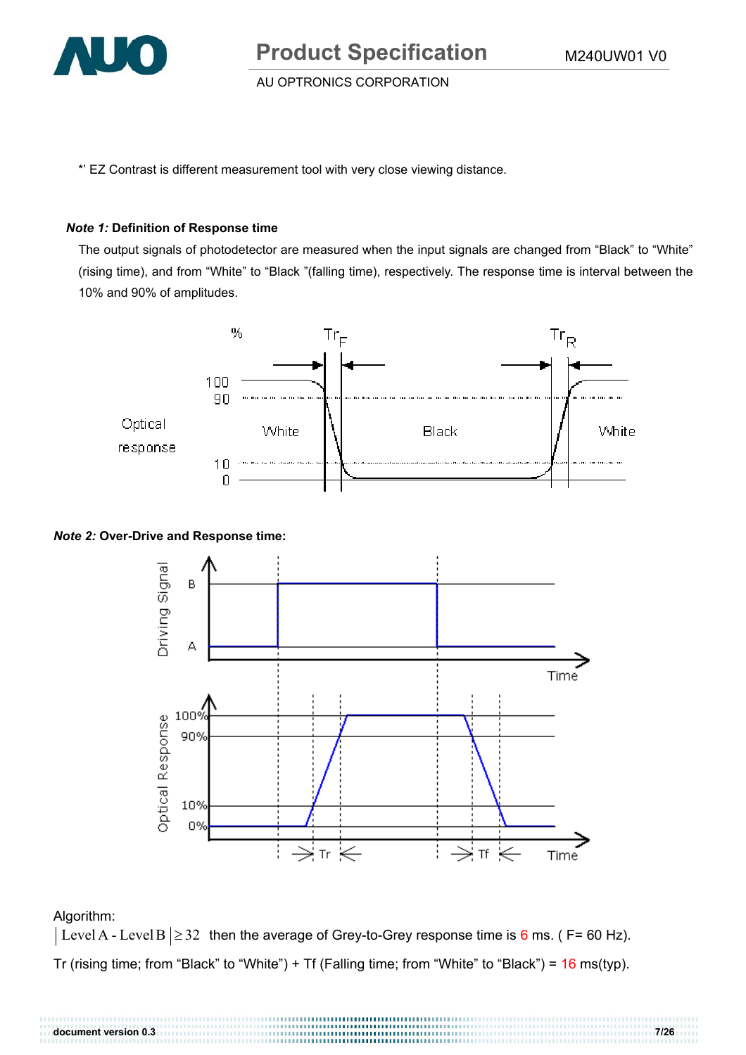*' EZ Contrast is different measurement tool with very close viewing distance.

***Note 1:*** **Definition of Response time**

The output signals of photodetector are measured when the input signals are changed from "Black" to "White" (rising time), and from "White" to "Black "(falling time), respectively. The response time is interval between the 10% and 90% of amplitudes.

***Note 2:*** **Over-Drive and Response time:**

Algorithm:

$|\text{Level A - Level B}| \geq 32$ then the average of Grey-to-Grey response time is 6 ms. ( F= 60 Hz).

Tr (rising time; from "Black" to "White") + Tf (Falling time; from "White" to "Black") = 16 ms(typ).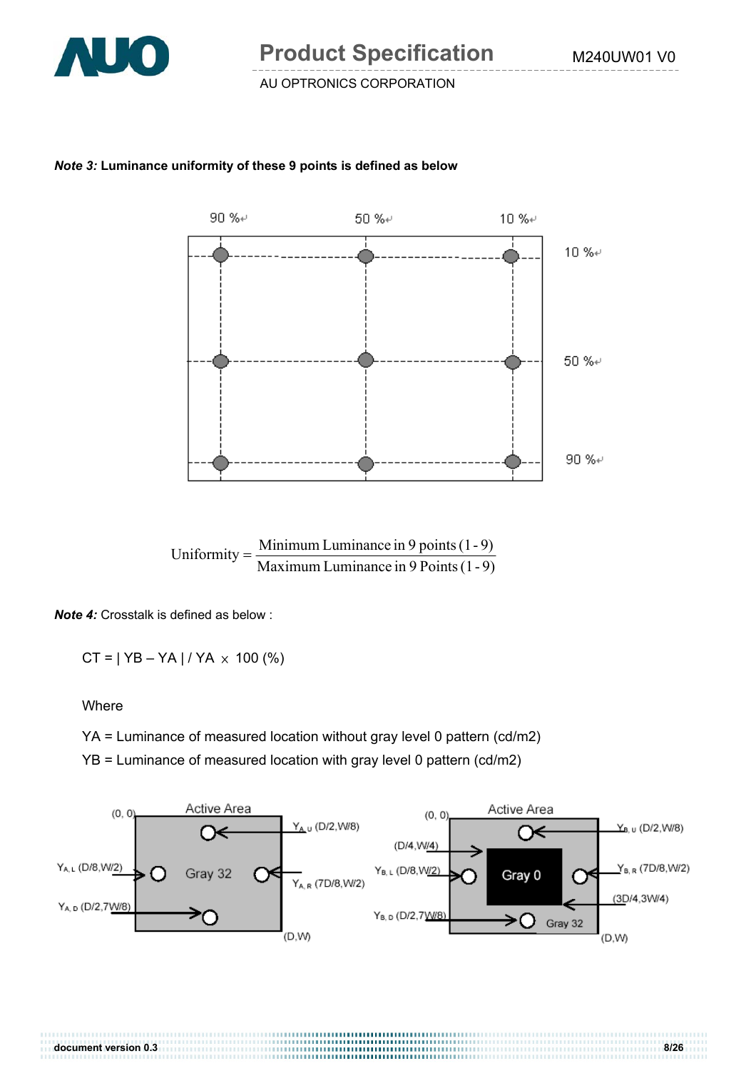***Note 3:*** **Luminance uniformity of these 9 points is defined as below**

$$\text{Uniformity} = \frac{\text{Minimum Luminance in 9 points (1 - 9)}}{\text{Maximum Luminance in 9 Points (1 - 9)}}$$

***Note 4:*** Crosstalk is defined as below :

CT = | YB – YA | / YA × 100 (%)

Where

YA = Luminance of measured location without gray level 0 pattern (cd/m2)

YB = Luminance of measured location with gray level 0 pattern (cd/m2)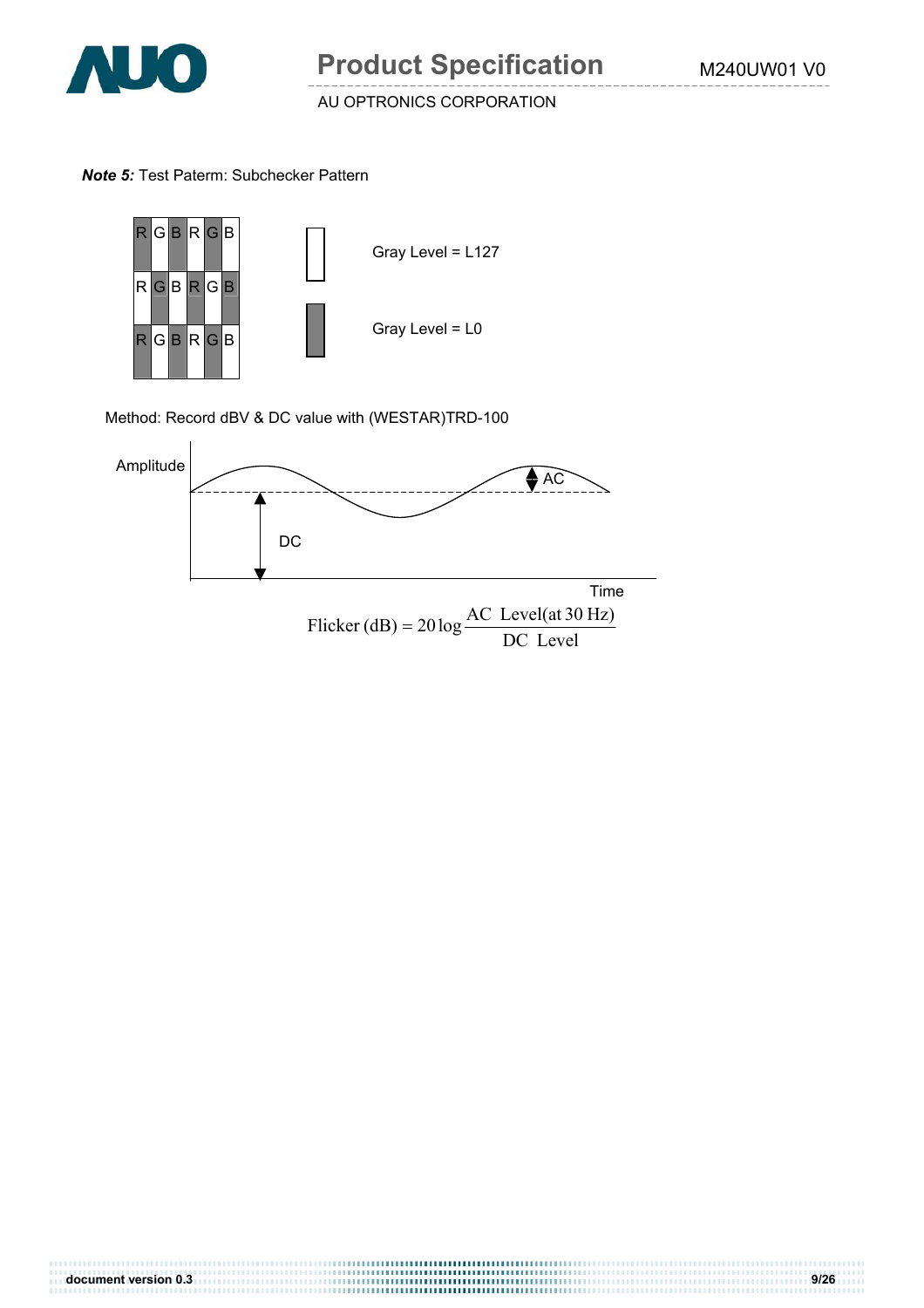***Note 5:*** Test Paterm: Subchecker Pattern

| R | G | B | R | G | B |
|---|---|---|---|---|---|
| R | G | B | R | G | B |
| R | G | B | R | G | B |

Gray Level = L127

Gray Level = L0

Method: Record dBV & DC value with (WESTAR)TRD-100

Amplitude

AC

DC

Time

$$\text{Flicker (dB)} = 20\log\frac{\text{AC Level(at 30 Hz)}}{\text{DC Level}}$$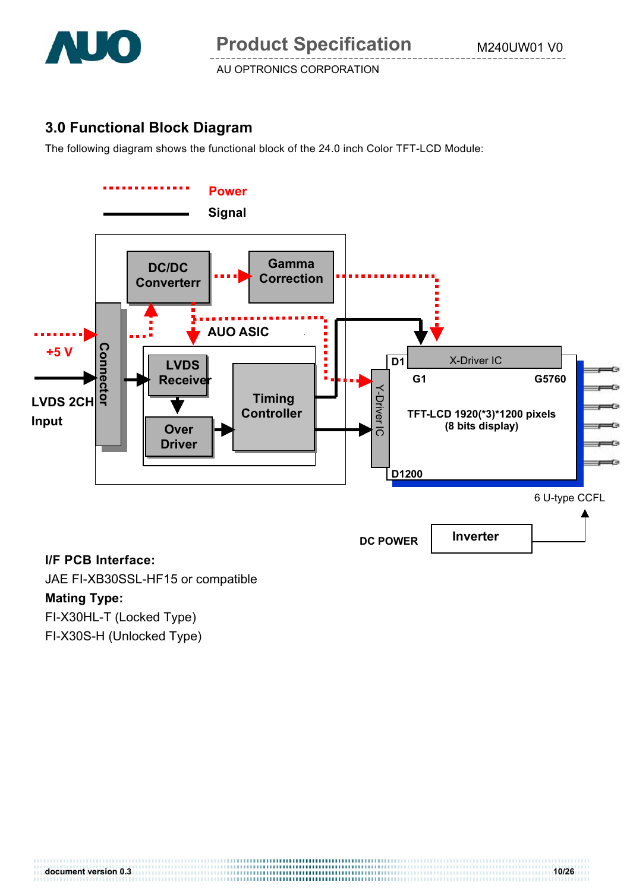## 3.0 Functional Block Diagram

The following diagram shows the functional block of the 24.0 inch Color TFT-LCD Module:

Power

Signal

DC/DC Converterr

Gamma Correction

AUO ASIC

+5 V

LVDS 2CH Input

Connector

LVDS Receiver

Over Driver

Timing Controller

D1

X-Driver IC

G1

G5760

Y-Driver IC

TFT-LCD 1920(*3)*1200 pixels (8 bits display)

D1200

6 U-type CCFL

DC POWER

Inverter

**I/F PCB Interface:**

JAE FI-XB30SSL-HF15 or compatible

**Mating Type:**

FI-X30HL-T (Locked Type)

FI-X30S-H (Unlocked Type)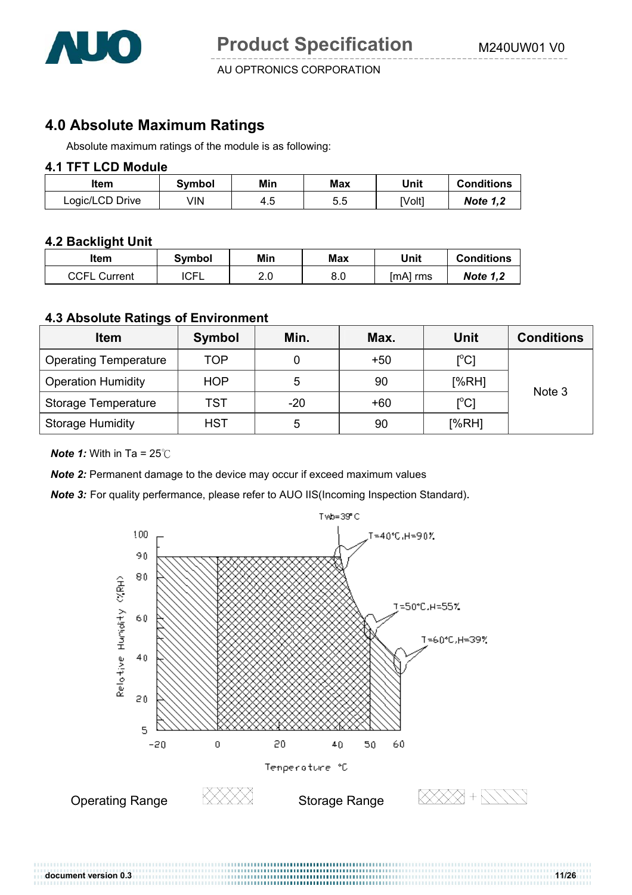## 4.0 Absolute Maximum Ratings

Absolute maximum ratings of the module is as following:

### 4.1 TFT LCD Module

| Item | Symbol | Min | Max | Unit | Conditions |
|---|---|---|---|---|---|
| Logic/LCD Drive | VIN | 4.5 | 5.5 | [Volt] | ***Note 1,2*** |

### 4.2 Backlight Unit

| Item | Symbol | Min | Max | Unit | Conditions |
|---|---|---|---|---|---|
| CCFL Current | ICFL | 2.0 | 8.0 | [mA] rms | ***Note 1,2*** |

### 4.3 Absolute Ratings of Environment

| Item | Symbol | Min. | Max. | Unit | Conditions |
|---|---|---|---|---|---|
| Operating Temperature | TOP | 0 | +50 | [$^o$C] | Note 3 |
| Operation Humidity | HOP | 5 | 90 | [%RH] | |
| Storage Temperature | TST | -20 | +60 | [$^o$C] | |
| Storage Humidity | HST | 5 | 90 | [%RH] | |

***Note 1:*** With in Ta = 25℃

***Note 2:*** Permanent damage to the device may occur if exceed maximum values

***Note 3:*** For quality perfermance, please refer to AUO IIS(Incoming Inspection Standard).

Twb=39°C

T=40°C,H=90%

T=50°C,H=55%

T=60°C,H=39%

Relative Humidity (%RH)

Temperature °C

Operating Range

Storage Range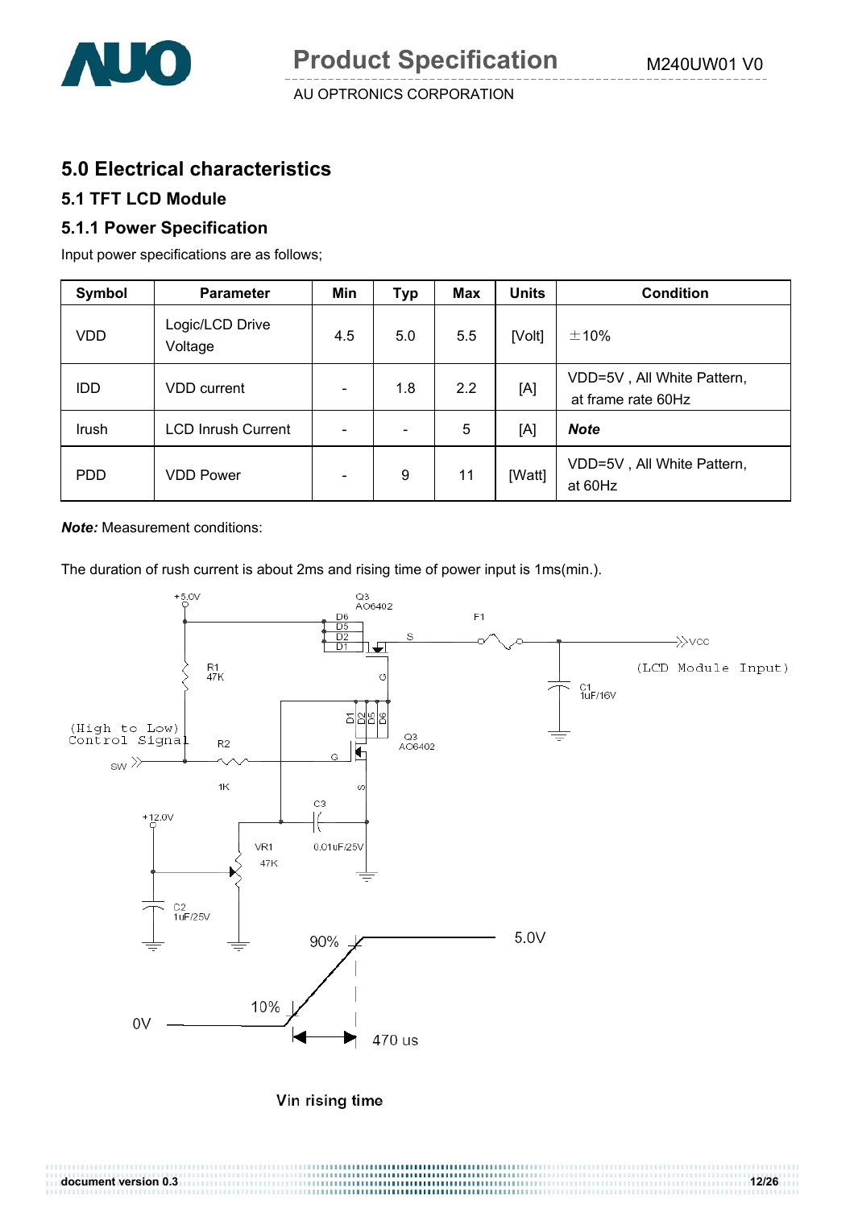## 5.0 Electrical characteristics

### 5.1 TFT LCD Module

### 5.1.1 Power Specification

Input power specifications are as follows;

| Symbol | Parameter | Min | Typ | Max | Units | Condition |
|---|---|---|---|---|---|---|
| VDD | Logic/LCD Drive Voltage | 4.5 | 5.0 | 5.5 | [Volt] | ±10% |
| IDD | VDD current | - | 1.8 | 2.2 | [A] | VDD=5V , All White Pattern, at frame rate 60Hz |
| Irush | LCD Inrush Current | - | - | 5 | [A] | ***Note*** |
| PDD | VDD Power | - | 9 | 11 | [Watt] | VDD=5V , All White Pattern, at 60Hz |

***Note:*** Measurement conditions:

The duration of rush current is about 2ms and rising time of power input is 1ms(min.).

+5.0V, Q3 AO6402, D6 D5 D2 D1, S, F1, VCC (LCD Module Input), R1 47K, G, C1 1uF/16V, (High to Low) Control Signal, SW, R2 1K, D1 D2 D5 D6, Q3 AO6402, S, C3 0.01uF/25V, +12.0V, VR1 47K, C2 1uF/25V

90%, 5.0V, 10%, 0V, 470 us

Vin rising time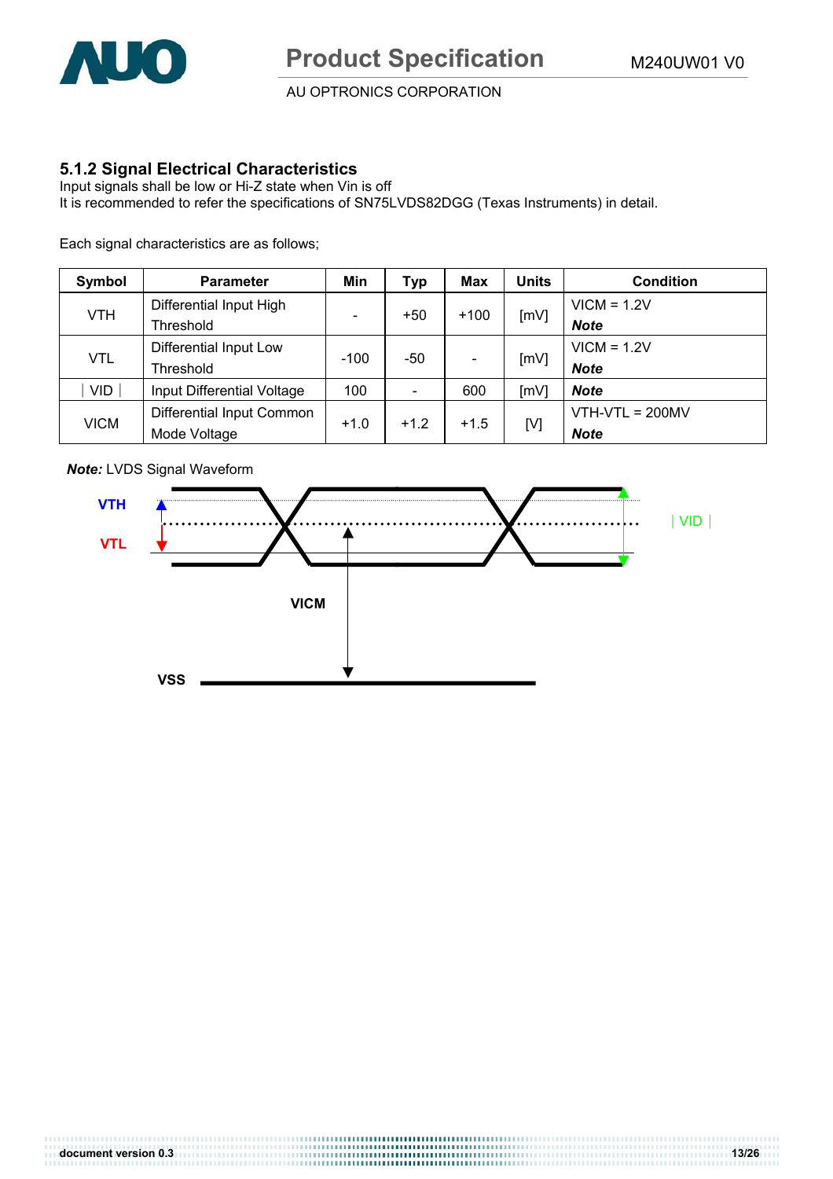### 5.1.2 Signal Electrical Characteristics

Input signals shall be low or Hi-Z state when Vin is off
It is recommended to refer the specifications of SN75LVDS82DGG (Texas Instruments) in detail.

Each signal characteristics are as follows;

| Symbol | Parameter | Min | Typ | Max | Units | Condition |
|---|---|---|---|---|---|---|
| VTH | Differential Input High Threshold | - | +50 | +100 | [mV] | VICM = 1.2V ***Note*** |
| VTL | Differential Input Low Threshold | -100 | -50 | - | [mV] | VICM = 1.2V ***Note*** |
| ∣VID∣ | Input Differential Voltage | 100 | - | 600 | [mV] | ***Note*** |
| VICM | Differential Input Common Mode Voltage | +1.0 | +1.2 | +1.5 | [V] | VTH-VTL = 200MV ***Note*** |

***Note:*** LVDS Signal Waveform

VTH
VTL
∣VID∣
VICM
VSS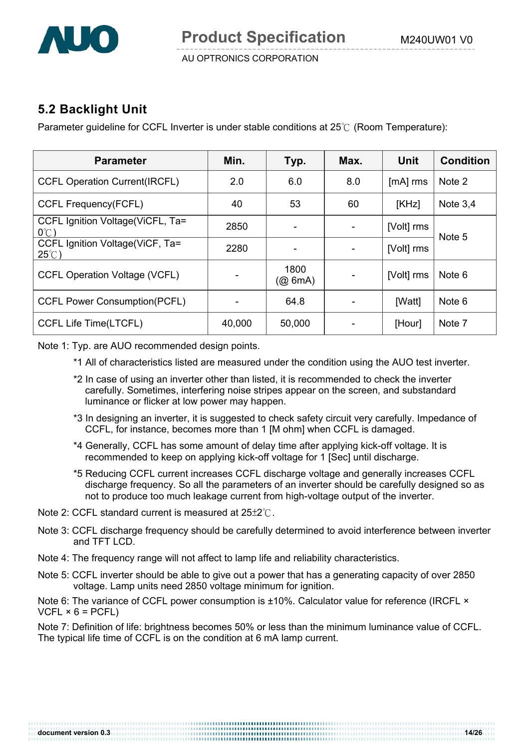## 5.2 Backlight Unit

Parameter guideline for CCFL Inverter is under stable conditions at 25℃ (Room Temperature):

| Parameter | Min. | Typ. | Max. | Unit | Condition |
|---|---|---|---|---|---|
| CCFL Operation Current(IRCFL) | 2.0 | 6.0 | 8.0 | [mA] rms | Note 2 |
| CCFL Frequency(FCFL) | 40 | 53 | 60 | [KHz] | Note 3,4 |
| CCFL Ignition Voltage(ViCFL, Ta= 0℃) | 2850 | - | - | [Volt] rms | Note 5 |
| CCFL Ignition Voltage(ViCF, Ta= 25℃) | 2280 | - | - | [Volt] rms | |
| CCFL Operation Voltage (VCFL) | - | 1800 (@ 6mA) | - | [Volt] rms | Note 6 |
| CCFL Power Consumption(PCFL) | - | 64.8 | - | [Watt] | Note 6 |
| CCFL Life Time(LTCFL) | 40,000 | 50,000 | - | [Hour] | Note 7 |

Note 1: Typ. are AUO recommended design points.

*1 All of characteristics listed are measured under the condition using the AUO test inverter.

*2 In case of using an inverter other than listed, it is recommended to check the inverter carefully. Sometimes, interfering noise stripes appear on the screen, and substandard luminance or flicker at low power may happen.

*3 In designing an inverter, it is suggested to check safety circuit very carefully. Impedance of CCFL, for instance, becomes more than 1 [M ohm] when CCFL is damaged.

*4 Generally, CCFL has some amount of delay time after applying kick-off voltage. It is recommended to keep on applying kick-off voltage for 1 [Sec] until discharge.

*5 Reducing CCFL current increases CCFL discharge voltage and generally increases CCFL discharge frequency. So all the parameters of an inverter should be carefully designed so as not to produce too much leakage current from high-voltage output of the inverter.

Note 2: CCFL standard current is measured at 25±2℃.

Note 3: CCFL discharge frequency should be carefully determined to avoid interference between inverter and TFT LCD.

Note 4: The frequency range will not affect to lamp life and reliability characteristics.

Note 5: CCFL inverter should be able to give out a power that has a generating capacity of over 2850 voltage. Lamp units need 2850 voltage minimum for ignition.

Note 6: The variance of CCFL power consumption is ±10%. Calculator value for reference (IRCFL × VCFL × 6 = PCFL)

Note 7: Definition of life: brightness becomes 50% or less than the minimum luminance value of CCFL. The typical life time of CCFL is on the condition at 6 mA lamp current.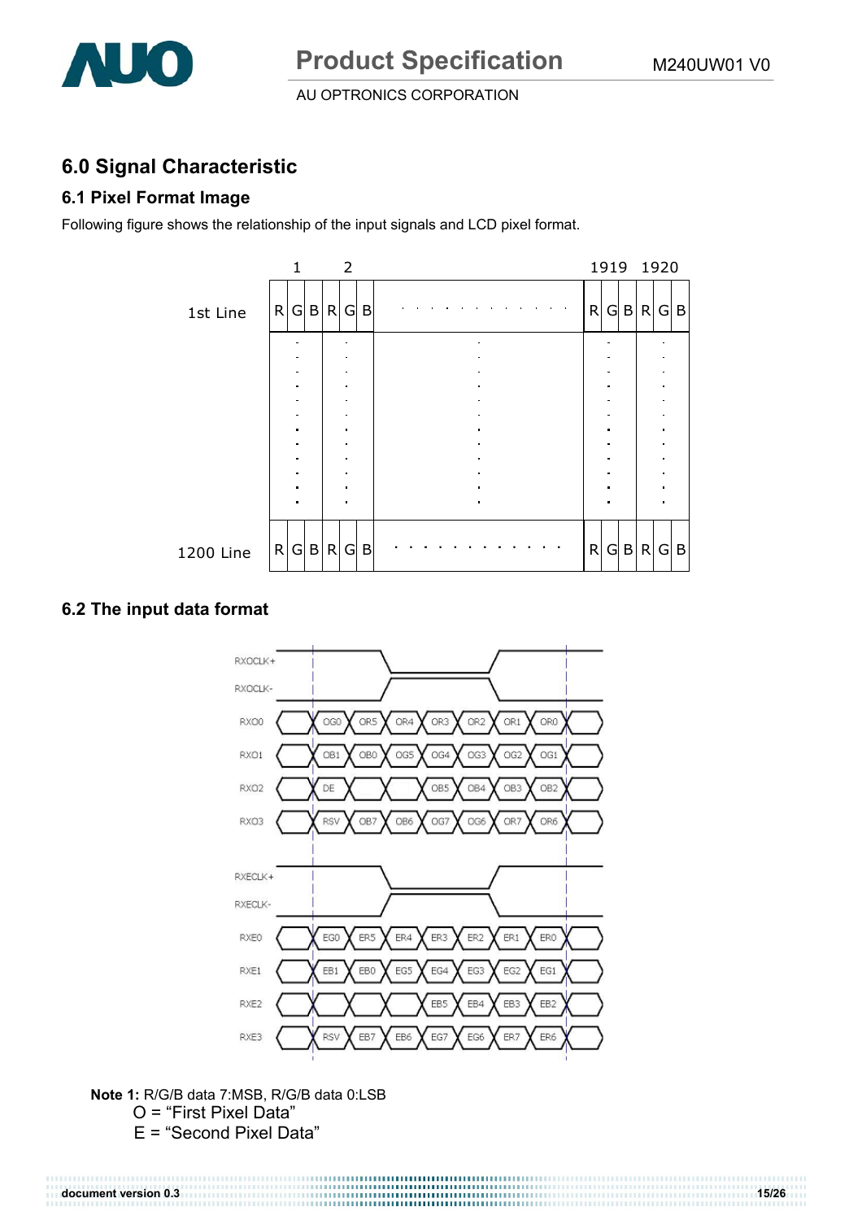## 6.0 Signal Characteristic

### 6.1 Pixel Format Image

Following figure shows the relationship of the input signals and LCD pixel format.

| | 1 | | | 2 | | | | 1919 | | | 1920 | | |
|---|---|---|---|---|---|---|---|---|---|---|---|---|---|
| 1st Line | R | G | B | R | G | B | · · · | R | G | B | R | G | B |
| ⋮ | ⋮ | | | ⋮ | | | ⋮ | ⋮ | | | ⋮ | | |
| 1200 Line | R | G | B | R | G | B | · · · | R | G | B | R | G | B |

### 6.2 The input data format

| Signal | | | | | | | | |
|---|---|---|---|---|---|---|---|---|
| RXO0 | OG0 | OR5 | OR4 | OR3 | OR2 | OR1 | OR0 | |
| RXO1 | OB1 | OB0 | OG5 | OG4 | OG3 | OG2 | OG1 | |
| RXO2 | DE | | | OB5 | OB4 | OB3 | OB2 | |
| RXO3 | RSV | OB7 | OB6 | OG7 | OG6 | OR7 | OR6 | |
| RXE0 | EG0 | ER5 | ER4 | ER3 | ER2 | ER1 | ER0 | |
| RXE1 | EB1 | EB0 | EG5 | EG4 | EG3 | EG2 | EG1 | |
| RXE2 | | | | EB5 | EB4 | EB3 | EB2 | |
| RXE3 | RSV | EB7 | EB6 | EG7 | EG6 | ER7 | ER6 | |

(Clock signals: RXOCLK+, RXOCLK-, RXECLK+, RXECLK-)

**Note 1:** R/G/B data 7:MSB, R/G/B data 0:LSB
O = "First Pixel Data"
E = "Second Pixel Data"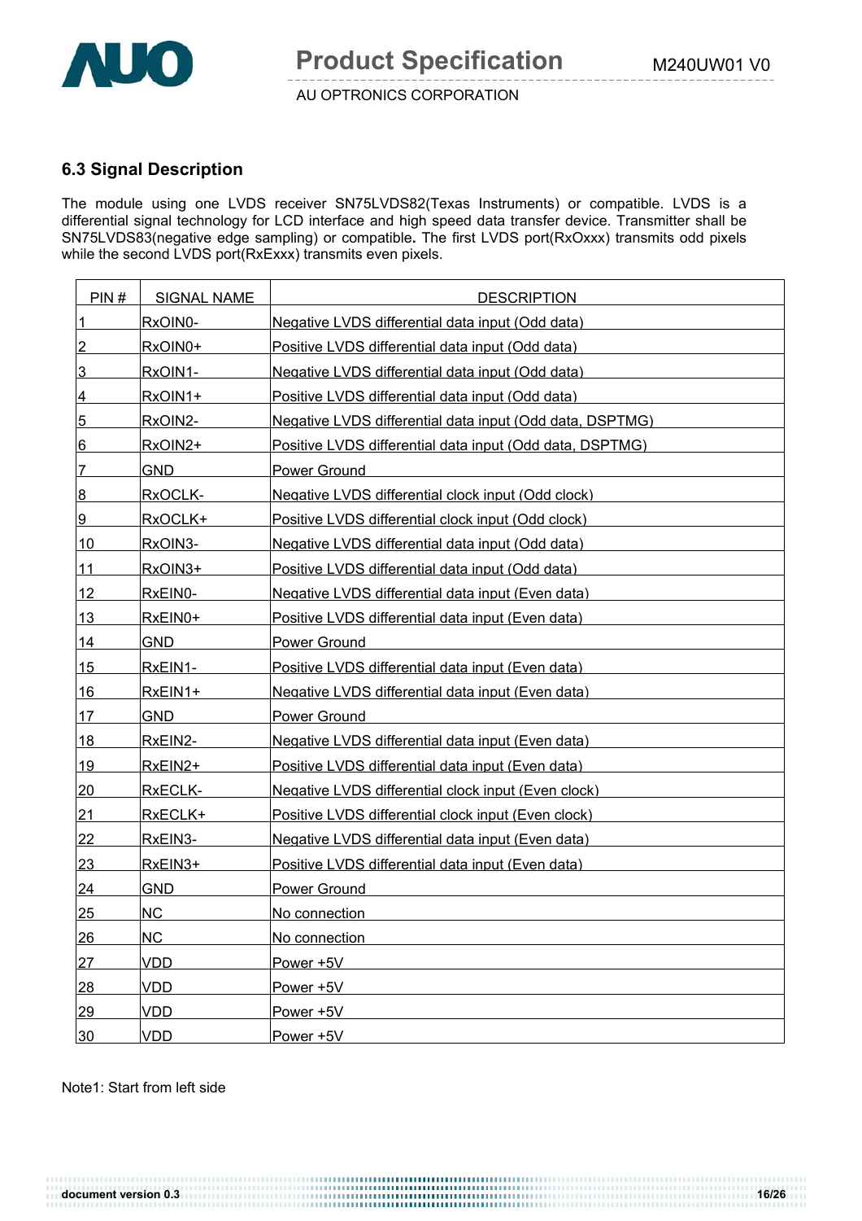## 6.3 Signal Description

The module using one LVDS receiver SN75LVDS82(Texas Instruments) or compatible. LVDS is a differential signal technology for LCD interface and high speed data transfer device. Transmitter shall be SN75LVDS83(negative edge sampling) or compatible**.** The first LVDS port(RxOxxx) transmits odd pixels while the second LVDS port(RxExxx) transmits even pixels.

| PIN # | SIGNAL NAME | DESCRIPTION |
|---|---|---|
| 1 | RxOIN0- | Negative LVDS differential data input (Odd data) |
| 2 | RxOIN0+ | Positive LVDS differential data input (Odd data) |
| 3 | RxOIN1- | Negative LVDS differential data input (Odd data) |
| 4 | RxOIN1+ | Positive LVDS differential data input (Odd data) |
| 5 | RxOIN2- | Negative LVDS differential data input (Odd data, DSPTMG) |
| 6 | RxOIN2+ | Positive LVDS differential data input (Odd data, DSPTMG) |
| 7 | GND | Power Ground |
| 8 | RxOCLK- | Negative LVDS differential clock input (Odd clock) |
| 9 | RxOCLK+ | Positive LVDS differential clock input (Odd clock) |
| 10 | RxOIN3- | Negative LVDS differential data input (Odd data) |
| 11 | RxOIN3+ | Positive LVDS differential data input (Odd data) |
| 12 | RxEIN0- | Negative LVDS differential data input (Even data) |
| 13 | RxEIN0+ | Positive LVDS differential data input (Even data) |
| 14 | GND | Power Ground |
| 15 | RxEIN1- | Positive LVDS differential data input (Even data) |
| 16 | RxEIN1+ | Negative LVDS differential data input (Even data) |
| 17 | GND | Power Ground |
| 18 | RxEIN2- | Negative LVDS differential data input (Even data) |
| 19 | RxEIN2+ | Positive LVDS differential data input (Even data) |
| 20 | RxECLK- | Negative LVDS differential clock input (Even clock) |
| 21 | RxECLK+ | Positive LVDS differential clock input (Even clock) |
| 22 | RxEIN3- | Negative LVDS differential data input (Even data) |
| 23 | RxEIN3+ | Positive LVDS differential data input (Even data) |
| 24 | GND | Power Ground |
| 25 | NC | No connection |
| 26 | NC | No connection |
| 27 | VDD | Power +5V |
| 28 | VDD | Power +5V |
| 29 | VDD | Power +5V |
| 30 | VDD | Power +5V |

Note1: Start from left side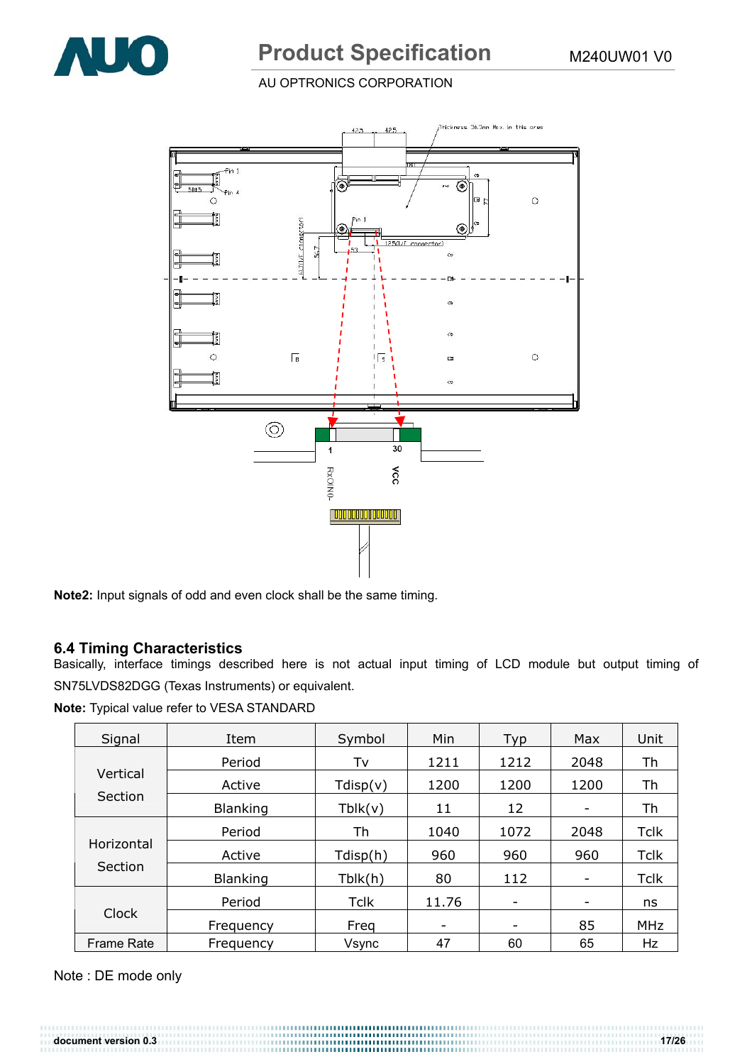**Note2:** Input signals of odd and even clock shall be the same timing.

### 6.4 Timing Characteristics

Basically, interface timings described here is not actual input timing of LCD module but output timing of SN75LVDS82DGG (Texas Instruments) or equivalent.

**Note:** Typical value refer to VESA STANDARD

| Signal | Item | Symbol | Min | Typ | Max | Unit |
|---|---|---|---|---|---|---|
| Vertical Section | Period | Tv | 1211 | 1212 | 2048 | Th |
| | Active | Tdisp(v) | 1200 | 1200 | 1200 | Th |
| | Blanking | Tblk(v) | 11 | 12 | - | Th |
| Horizontal Section | Period | Th | 1040 | 1072 | 2048 | Tclk |
| | Active | Tdisp(h) | 960 | 960 | 960 | Tclk |
| | Blanking | Tblk(h) | 80 | 112 | - | Tclk |
| Clock | Period | Tclk | 11.76 | - | - | ns |
| | Frequency | Freq | - | - | 85 | MHz |
| Frame Rate | Frequency | Vsync | 47 | 60 | 65 | Hz |

Note : DE mode only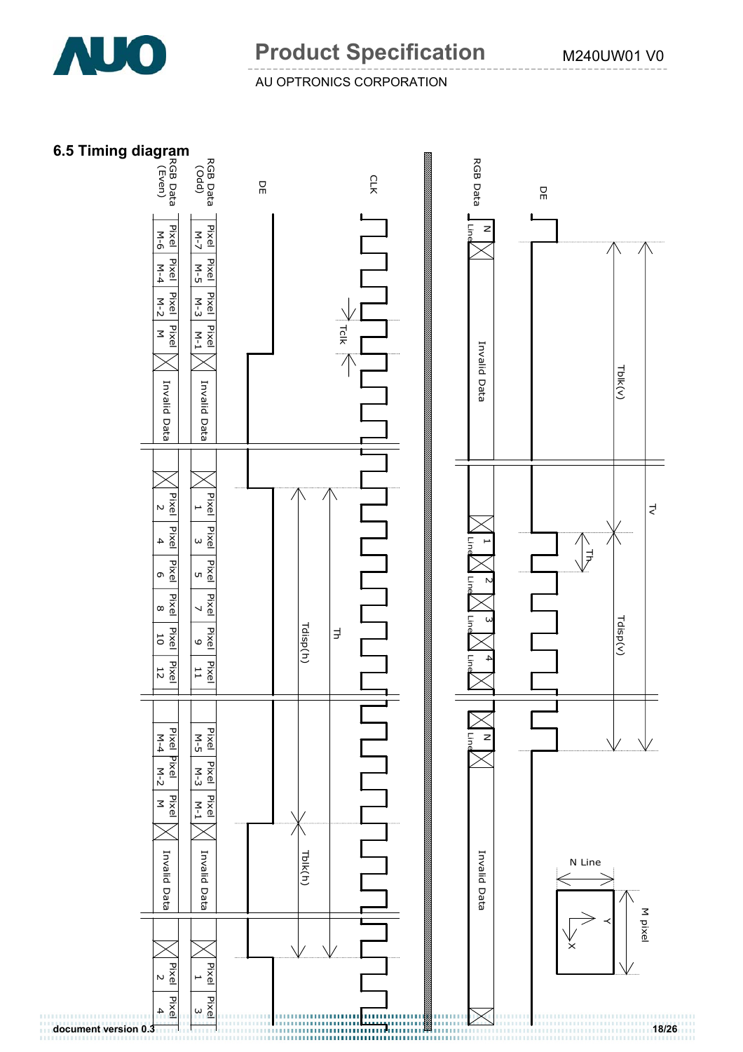## 6.5 Timing diagram

RGB Data (Even)

RGB Data (Odd)

DE

CLK

Pixel M-6, Pixel M-4, Pixel M-2, Pixel M, Invalid Data, Pixel 2, Pixel 4, Pixel 6, Pixel 8, Pixel 10, Pixel 12, Pixel M-4, Pixel M-2, Pixel M, Invalid Data, Pixel 2, Pixel 4

Pixel M-7, Pixel M-5, Pixel M-3, Pixel M-1, Invalid Data, Pixel 1, Pixel 3, Pixel 5, Pixel 7, Pixel 9, Pixel 11, Pixel M-5, Pixel M-3, Pixel M-1, Invalid Data, Pixel 1, Pixel 3

Tclk

Tdisp(h)

Th

Tblk(h)

RGB Data

DE

N Line, Invalid Data, 1 Line, 2 Line, 3 Line, 4 Line, N Line, Invalid Data

Tblk(v)

Tv

Th

Tdisp(v)

N Line

M pixel

Y

X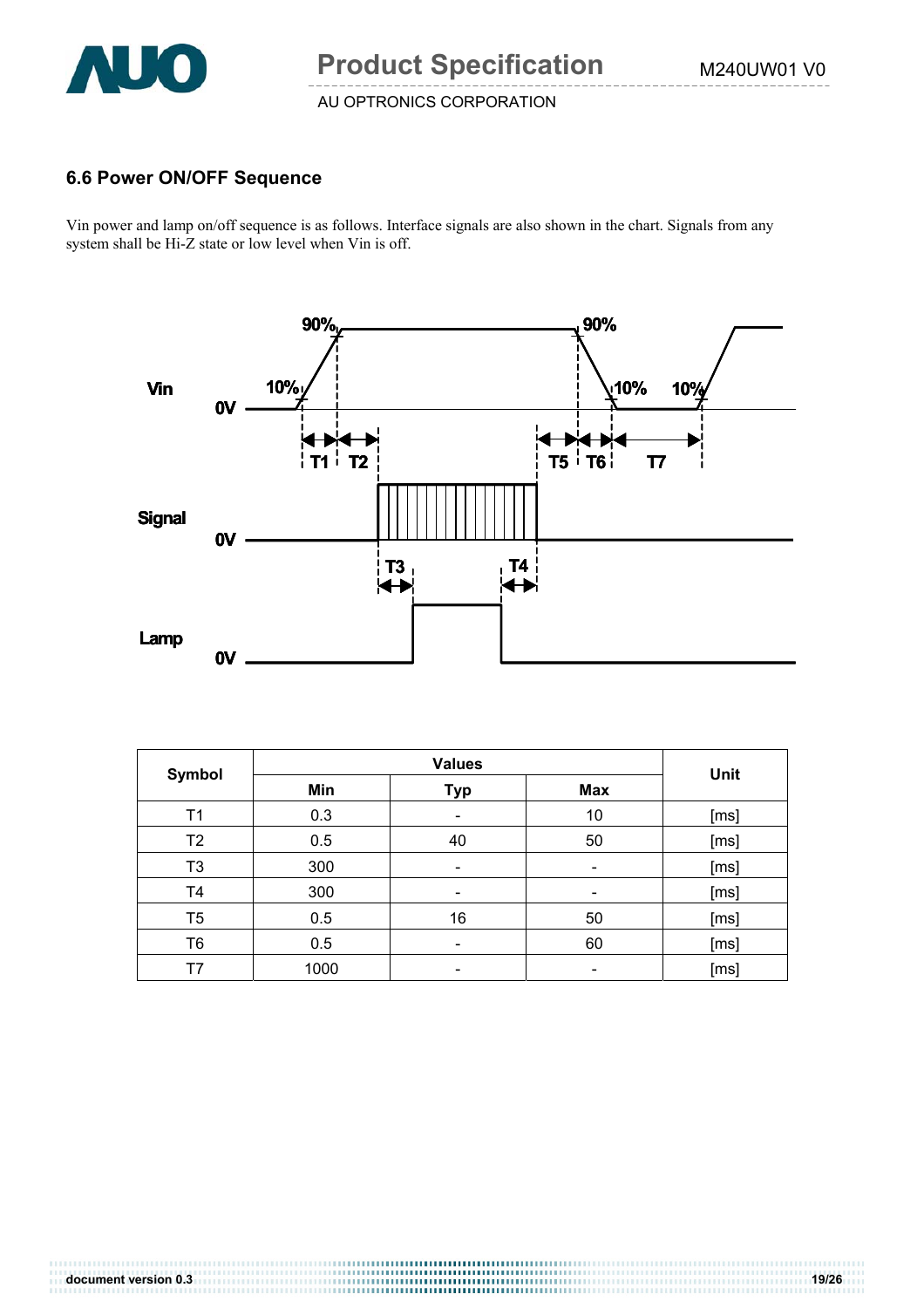### 6.6 Power ON/OFF Sequence

Vin power and lamp on/off sequence is as follows. Interface signals are also shown in the chart. Signals from any system shall be Hi-Z state or low level when Vin is off.

| Symbol | Values | | | Unit |
|---|---|---|---|---|
| | Min | Typ | Max | |
| T1 | 0.3 | - | 10 | [ms] |
| T2 | 0.5 | 40 | 50 | [ms] |
| T3 | 300 | - | - | [ms] |
| T4 | 300 | - | - | [ms] |
| T5 | 0.5 | 16 | 50 | [ms] |
| T6 | 0.5 | - | 60 | [ms] |
| T7 | 1000 | - | - | [ms] |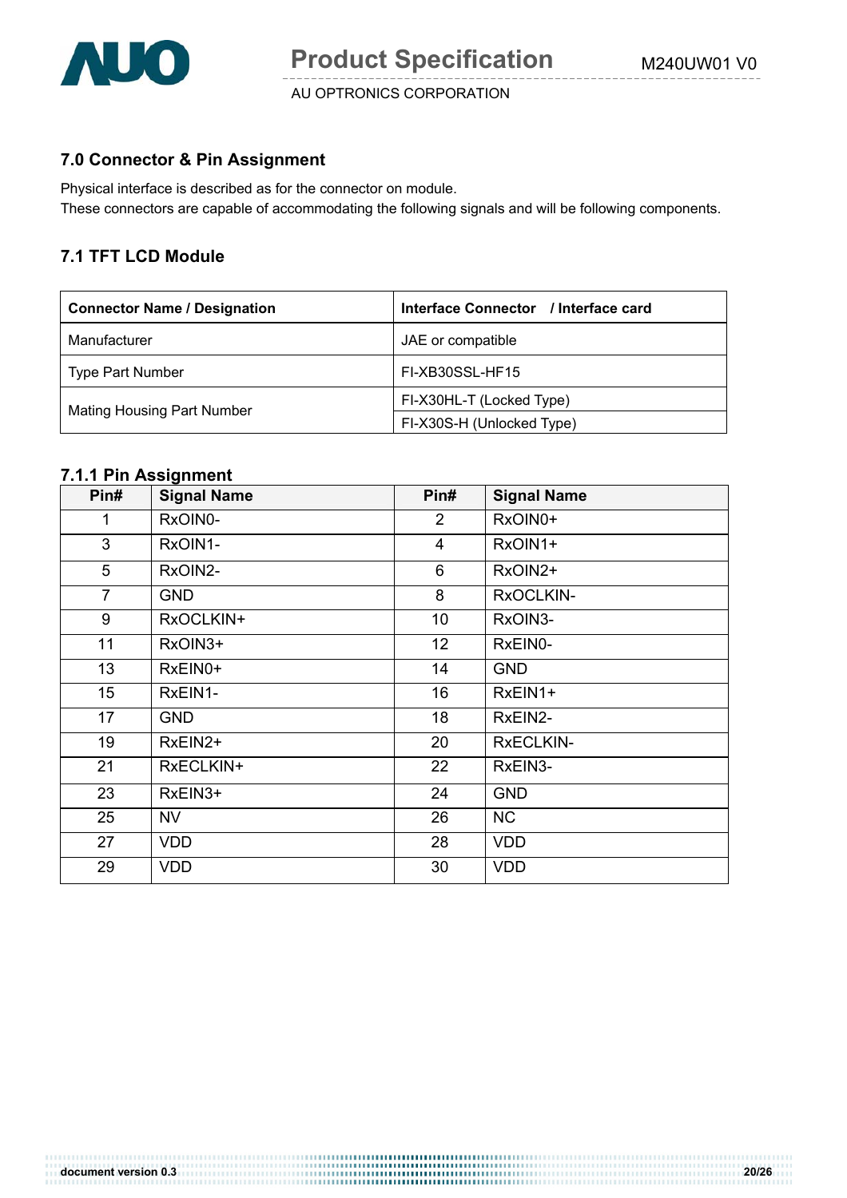## 7.0 Connector & Pin Assignment

Physical interface is described as for the connector on module.
These connectors are capable of accommodating the following signals and will be following components.

### 7.1 TFT LCD Module

| Connector Name / Designation | Interface Connector / Interface card |
|---|---|
| Manufacturer | JAE or compatible |
| Type Part Number | FI-XB30SSL-HF15 |
| Mating Housing Part Number | FI-X30HL-T (Locked Type) |
| | FI-X30S-H (Unlocked Type) |

#### 7.1.1 Pin Assignment

| Pin# | Signal Name | Pin# | Signal Name |
|---|---|---|---|
| 1 | RxOIN0- | 2 | RxOIN0+ |
| 3 | RxOIN1- | 4 | RxOIN1+ |
| 5 | RxOIN2- | 6 | RxOIN2+ |
| 7 | GND | 8 | RxOCLKIN- |
| 9 | RxOCLKIN+ | 10 | RxOIN3- |
| 11 | RxOIN3+ | 12 | RxEIN0- |
| 13 | RxEIN0+ | 14 | GND |
| 15 | RxEIN1- | 16 | RxEIN1+ |
| 17 | GND | 18 | RxEIN2- |
| 19 | RxEIN2+ | 20 | RxECLKIN- |
| 21 | RxECLKIN+ | 22 | RxEIN3- |
| 23 | RxEIN3+ | 24 | GND |
| 25 | NV | 26 | NC |
| 27 | VDD | 28 | VDD |
| 29 | VDD | 30 | VDD |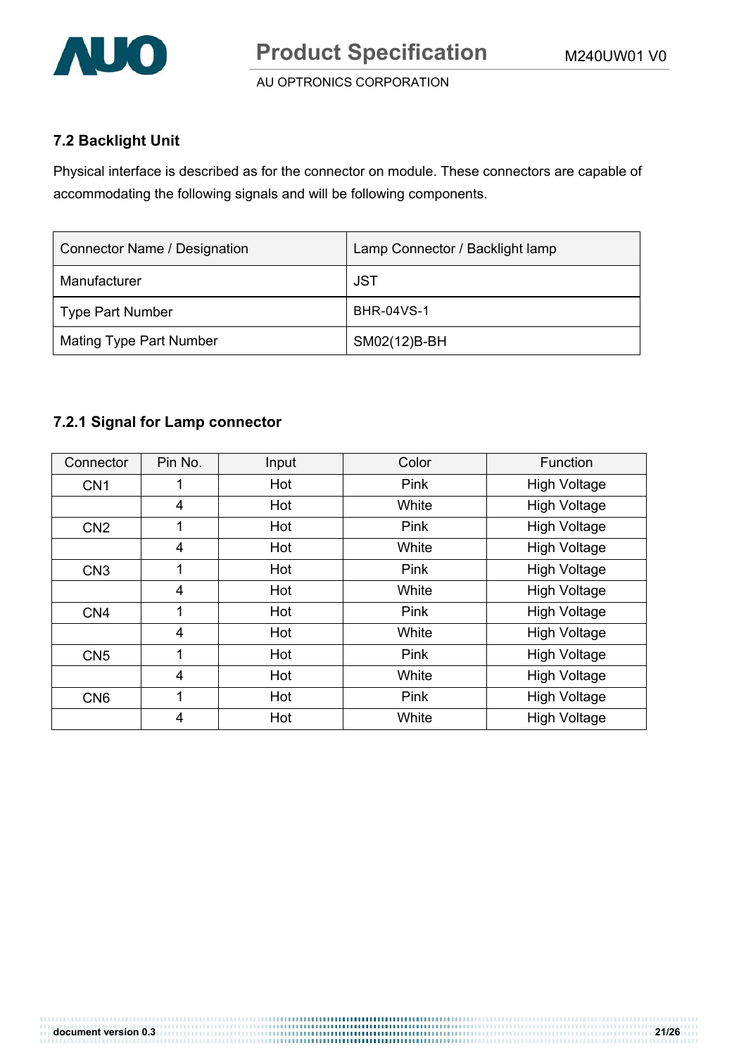### 7.2 Backlight Unit

Physical interface is described as for the connector on module. These connectors are capable of accommodating the following signals and will be following components.

| Connector Name / Designation | Lamp Connector / Backlight lamp |
|---|---|
| Manufacturer | JST |
| Type Part Number | BHR-04VS-1 |
| Mating Type Part Number | SM02(12)B-BH |

### 7.2.1 Signal for Lamp connector

| Connector | Pin No. | Input | Color | Function |
|---|---|---|---|---|
| CN1 | 1 | Hot | Pink | High Voltage |
| | 4 | Hot | White | High Voltage |
| CN2 | 1 | Hot | Pink | High Voltage |
| | 4 | Hot | White | High Voltage |
| CN3 | 1 | Hot | Pink | High Voltage |
| | 4 | Hot | White | High Voltage |
| CN4 | 1 | Hot | Pink | High Voltage |
| | 4 | Hot | White | High Voltage |
| CN5 | 1 | Hot | Pink | High Voltage |
| | 4 | Hot | White | High Voltage |
| CN6 | 1 | Hot | Pink | High Voltage |
| | 4 | Hot | White | High Voltage |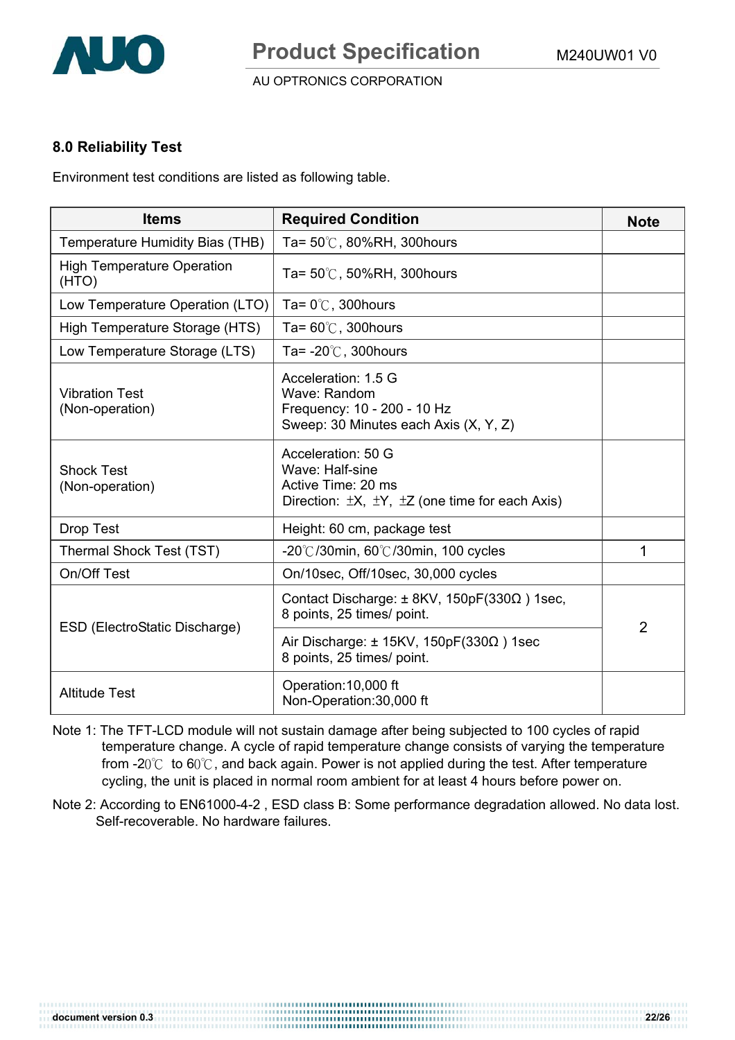## 8.0 Reliability Test

Environment test conditions are listed as following table.

| Items | Required Condition | Note |
|---|---|---|
| Temperature Humidity Bias (THB) | Ta= 50℃, 80%RH, 300hours | |
| High Temperature Operation (HTO) | Ta= 50℃, 50%RH, 300hours | |
| Low Temperature Operation (LTO) | Ta= 0℃, 300hours | |
| High Temperature Storage (HTS) | Ta= 60℃, 300hours | |
| Low Temperature Storage (LTS) | Ta= -20℃, 300hours | |
| Vibration Test (Non-operation) | Acceleration: 1.5 G<br>Wave: Random<br>Frequency: 10 - 200 - 10 Hz<br>Sweep: 30 Minutes each Axis (X, Y, Z) | |
| Shock Test (Non-operation) | Acceleration: 50 G<br>Wave: Half-sine<br>Active Time: 20 ms<br>Direction: ±X, ±Y, ±Z (one time for each Axis) | |
| Drop Test | Height: 60 cm, package test | |
| Thermal Shock Test (TST) | -20℃/30min, 60℃/30min, 100 cycles | 1 |
| On/Off Test | On/10sec, Off/10sec, 30,000 cycles | |
| ESD (ElectroStatic Discharge) | Contact Discharge: ± 8KV, 150pF(330Ω ) 1sec, 8 points, 25 times/ point. | 2 |
| | Air Discharge: ± 15KV, 150pF(330Ω ) 1sec 8 points, 25 times/ point. | |
| Altitude Test | Operation:10,000 ft<br>Non-Operation:30,000 ft | |

Note 1: The TFT-LCD module will not sustain damage after being subjected to 100 cycles of rapid temperature change. A cycle of rapid temperature change consists of varying the temperature from -20℃ to 60℃, and back again. Power is not applied during the test. After temperature cycling, the unit is placed in normal room ambient for at least 4 hours before power on.

Note 2: According to EN61000-4-2 , ESD class B: Some performance degradation allowed. No data lost. Self-recoverable. No hardware failures.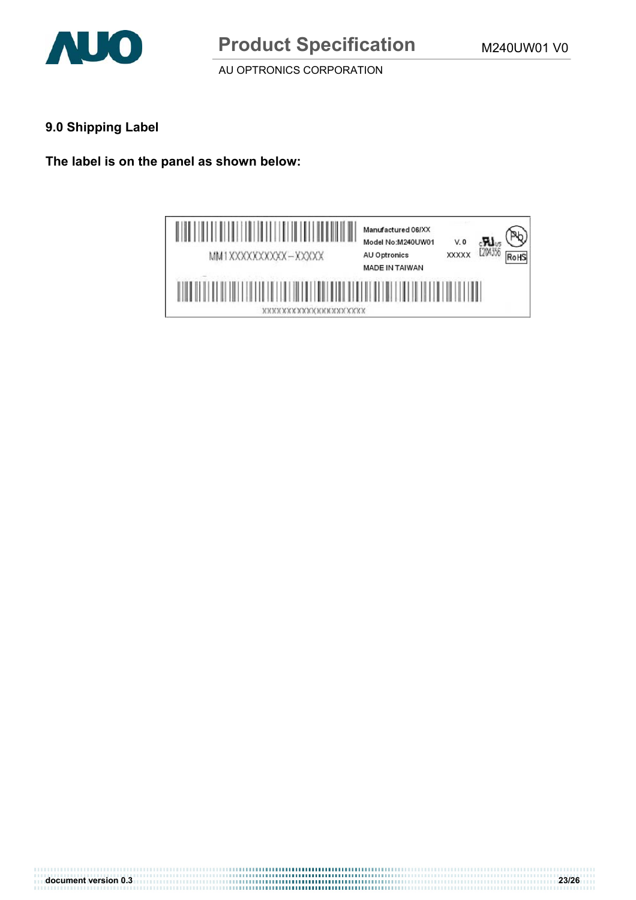## 9.0 Shipping Label

**The label is on the panel as shown below:**

MM1XXXXXXXXXX–XXXXX

Manufactured 06/XX

Model No:M240UW01 V. 0

AU Optronics XXXXX

MADE IN TAIWAN

E204356

RoHS

XXXXXXXXXXXXXXXXXXXXXX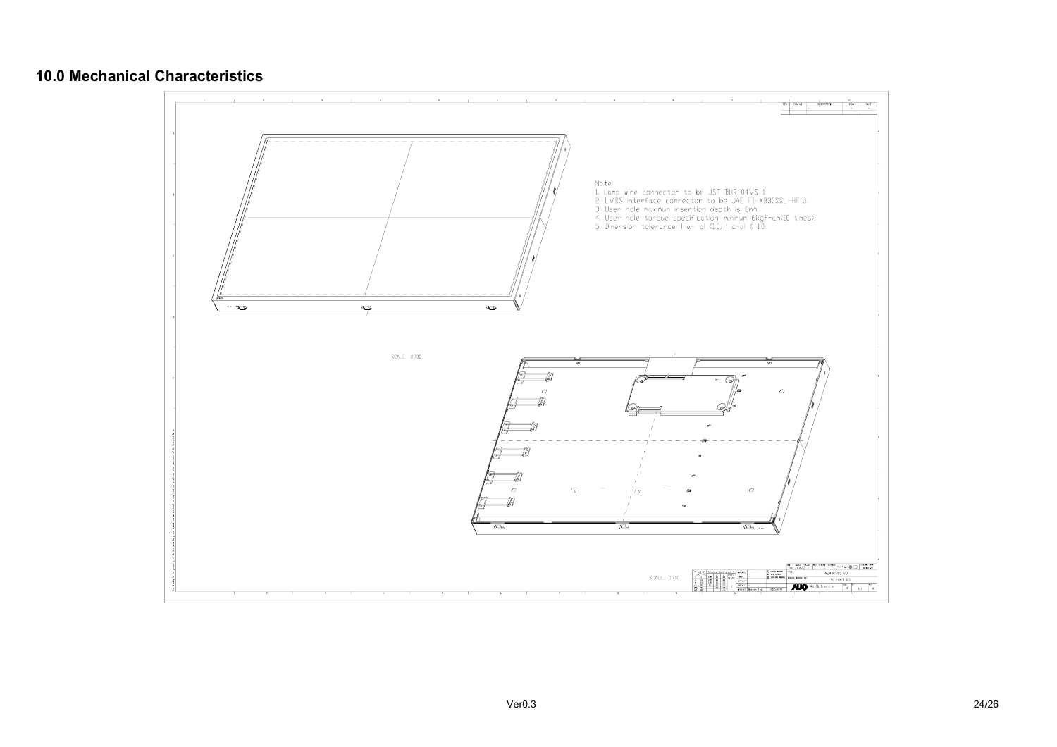## 10.0 Mechanical Characteristics

Note:
1. Lamp wire connector to be JST BHR-04VS-1
2. LVDS interface connector to be JAE FI-XB30SSL-HF15
3. User hole maximum insertion depth is 6mm.
4. User hole torque specification: minimum 6kgf-cm(10 times).
5. Dimension tolerance: | a- e| <1.0, | c-d| < 1.0.

SCALE 0.700

SCALE 0.700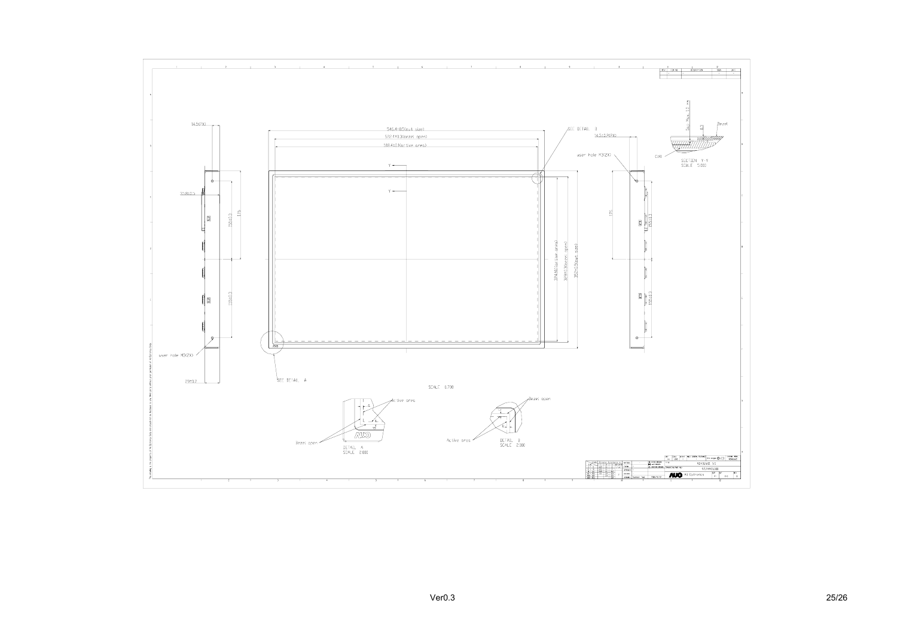546.4±0.5(out size)

522.4±0.3(bezel open)

518.4(active area)

SEE DETAIL B

14.5±1.2(P.O)

user hole M3(2X)

SECTION Y-Y
SCALE 5.000

SCALE 0.700

Active area

Bezel open

DETAIL A
SCALE 2.000

Active area

Bezel open

DETAIL B
SCALE 2.000

SEE DETAIL A

user hole M3(2X)

AU Optronics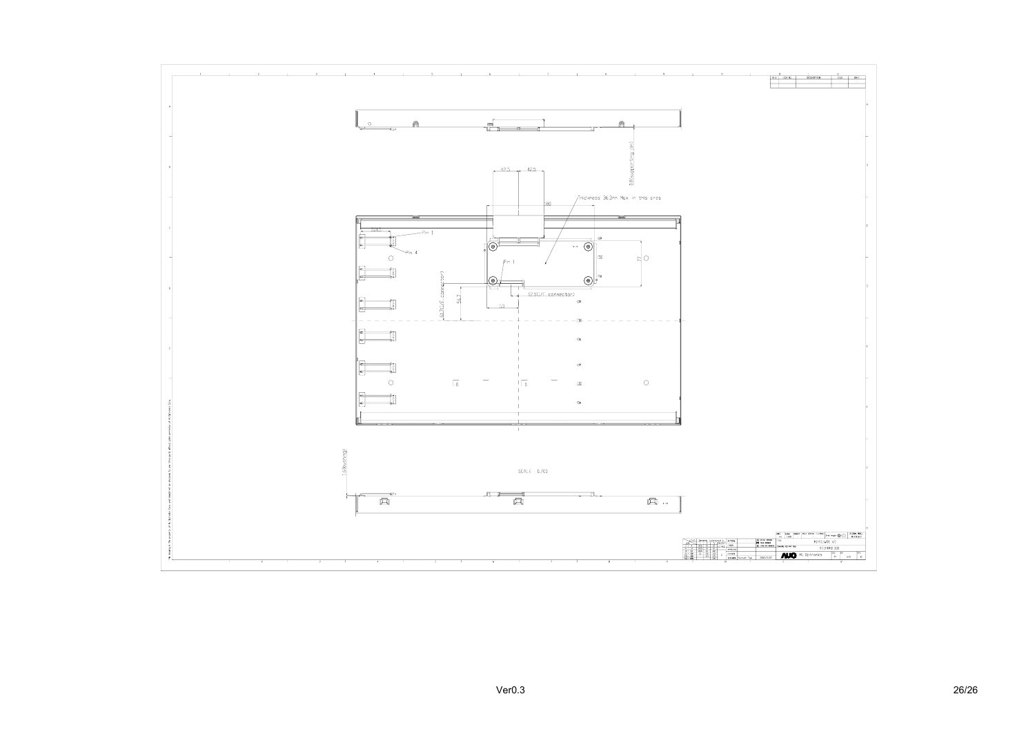42.5
42.5
(80)
Thickness 36.3mm Max. in this area
18(Supporting pin)
Pin 1
Pin 4
Pin 1
77
(61.7C/B connector)
56.7
(125C/B connector)
53
SCALE 0.700
1.6(Bushing)

M240UW01 V0

AU Optronics